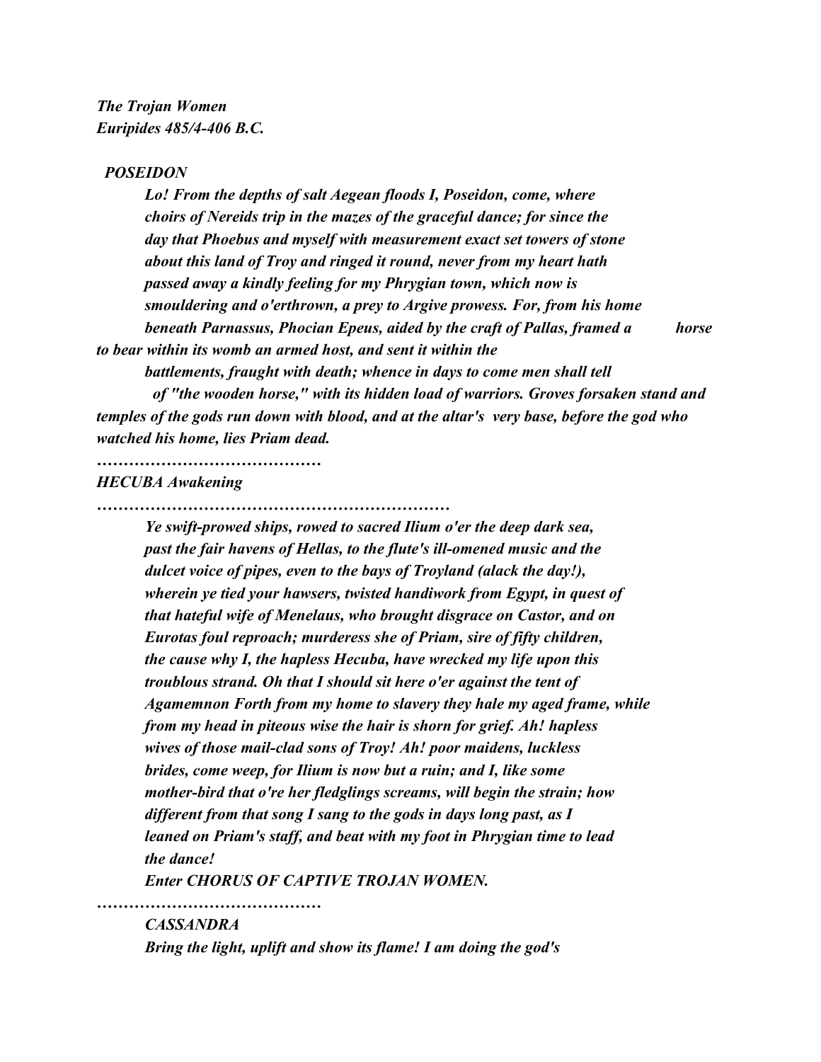*The Trojan Women*
*Euripides 485/4-406 B.C.*

***POSEIDON***

*Lo! From the depths of salt Aegean floods I, Poseidon, come, where choirs of Nereids trip in the mazes of the graceful dance; for since the day that Phoebus and myself with measurement exact set towers of stone about this land of Troy and ringed it round, never from my heart hath passed away a kindly feeling for my Phrygian town, which now is smouldering and o'erthrown, a prey to Argive prowess. For, from his home beneath Parnassus, Phocian Epeus, aided by the craft of Pallas, framed a horse to bear within its womb an armed host, and sent it within the battlements, fraught with death; whence in days to come men shall tell of "the wooden horse," with its hidden load of warriors. Groves forsaken stand and temples of the gods run down with blood, and at the altar's very base, before the god who watched his home, lies Priam dead.*

*……………………………………*

*HECUBA Awakening*

*…………………………………………………………*

*Ye swift-prowed ships, rowed to sacred Ilium o'er the deep dark sea, past the fair havens of Hellas, to the flute's ill-omened music and the dulcet voice of pipes, even to the bays of Troyland (alack the day!), wherein ye tied your hawsers, twisted handiwork from Egypt, in quest of that hateful wife of Menelaus, who brought disgrace on Castor, and on Eurotas foul reproach; murderess she of Priam, sire of fifty children, the cause why I, the hapless Hecuba, have wrecked my life upon this troublous strand. Oh that I should sit here o'er against the tent of Agamemnon Forth from my home to slavery they hale my aged frame, while from my head in piteous wise the hair is shorn for grief. Ah! hapless wives of those mail-clad sons of Troy! Ah! poor maidens, luckless brides, come weep, for Ilium is now but a ruin; and I, like some mother-bird that o're her fledglings screams, will begin the strain; how different from that song I sang to the gods in days long past, as I leaned on Priam's staff, and beat with my foot in Phrygian time to lead the dance!*

*Enter CHORUS OF CAPTIVE TROJAN WOMEN.*

*……………………………………*

***CASSANDRA***

*Bring the light, uplift and show its flame! I am doing the god's*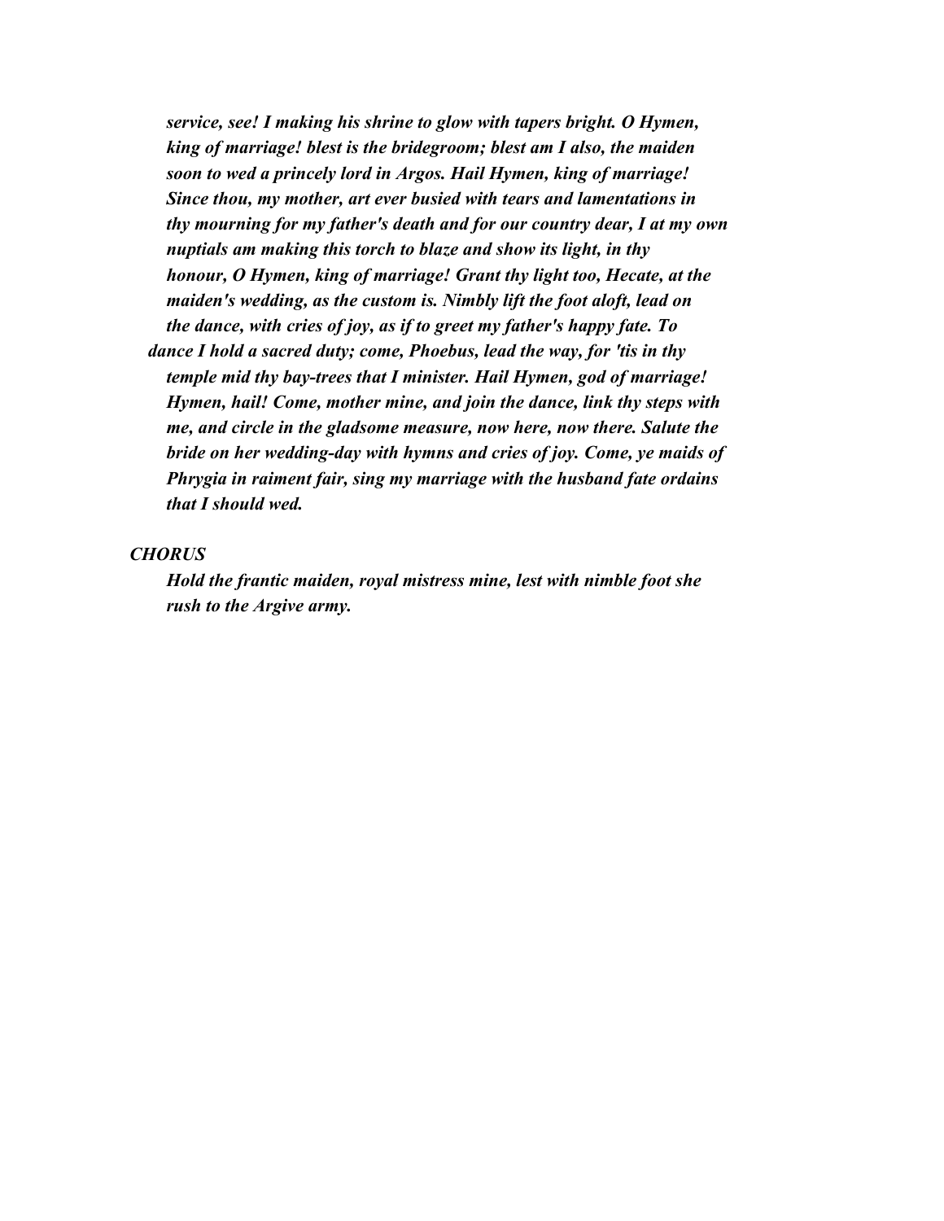*service, see! I making his shrine to glow with tapers bright. O Hymen, king of marriage! blest is the bridegroom; blest am I also, the maiden soon to wed a princely lord in Argos. Hail Hymen, king of marriage! Since thou, my mother, art ever busied with tears and lamentations in thy mourning for my father's death and for our country dear, I at my own nuptials am making this torch to blaze and show its light, in thy honour, O Hymen, king of marriage! Grant thy light too, Hecate, at the maiden's wedding, as the custom is. Nimbly lift the foot aloft, lead on the dance, with cries of joy, as if to greet my father's happy fate. To dance I hold a sacred duty; come, Phoebus, lead the way, for 'tis in thy temple mid thy bay-trees that I minister. Hail Hymen, god of marriage! Hymen, hail! Come, mother mine, and join the dance, link thy steps with me, and circle in the gladsome measure, now here, now there. Salute the bride on her wedding-day with hymns and cries of joy. Come, ye maids of Phrygia in raiment fair, sing my marriage with the husband fate ordains that I should wed.*

*CHORUS*

*Hold the frantic maiden, royal mistress mine, lest with nimble foot she rush to the Argive army.*